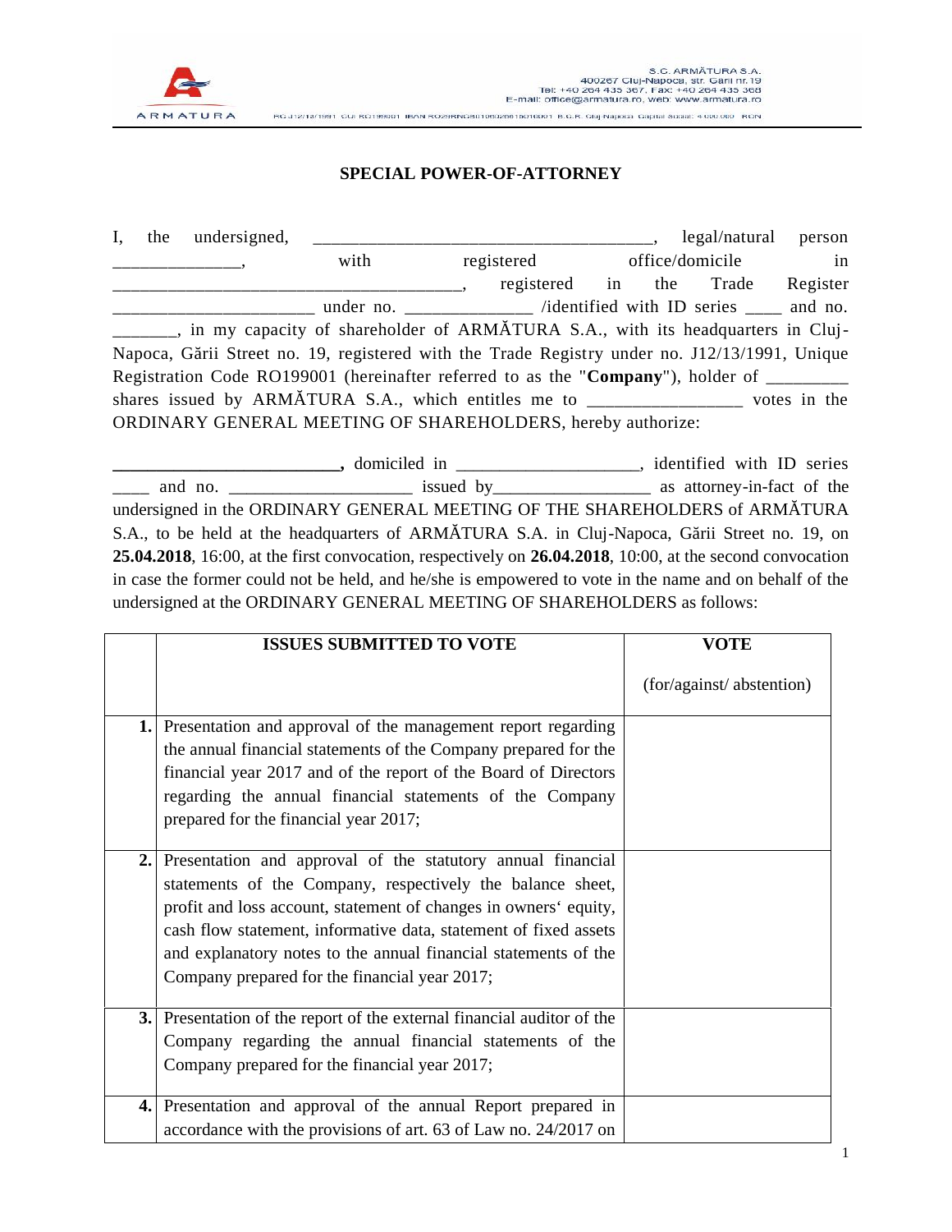## SPECIAL POWER-OF-ATTORNEY

I, the undersigned, ______________________________________, legal/natural person ______________, with registered office/domicile in _______________________________________, registered in the Trade Register ______________________ under no. ______________ /identified with ID series ____ and no. _______, in my capacity of shareholder of ARMĂTURA S.A., with its headquarters in Cluj-Napoca, Gării Street no. 19, registered with the Trade Registry under no. J12/13/1991, Unique Registration Code RO199001 (hereinafter referred to as the "**Company**"), holder of _________ shares issued by ARMĂTURA S.A., which entitles me to _________________ votes in the ORDINARY GENERAL MEETING OF SHAREHOLDERS, hereby authorize:

**__________________________,** domiciled in ____________________, identified with ID series ____ and no. ____________________ issued by_________________ as attorney-in-fact of the undersigned in the ORDINARY GENERAL MEETING OF THE SHAREHOLDERS of ARMĂTURA S.A., to be held at the headquarters of ARMĂTURA S.A. in Cluj-Napoca, Gării Street no. 19, on **25.04.2018**, 16:00, at the first convocation, respectively on **26.04.2018**, 10:00, at the second convocation in case the former could not be held, and he/she is empowered to vote in the name and on behalf of the undersigned at the ORDINARY GENERAL MEETING OF SHAREHOLDERS as follows:

| | **ISSUES SUBMITTED TO VOTE** | **VOTE** (for/against/ abstention) |
|---|---|---|
| **1.** | Presentation and approval of the management report regarding the annual financial statements of the Company prepared for the financial year 2017 and of the report of the Board of Directors regarding the annual financial statements of the Company prepared for the financial year 2017; | |
| **2.** | Presentation and approval of the statutory annual financial statements of the Company, respectively the balance sheet, profit and loss account, statement of changes in owners' equity, cash flow statement, informative data, statement of fixed assets and explanatory notes to the annual financial statements of the Company prepared for the financial year 2017; | |
| **3.** | Presentation of the report of the external financial auditor of the Company regarding the annual financial statements of the Company prepared for the financial year 2017; | |
| **4.** | Presentation and approval of the annual Report prepared in accordance with the provisions of art. 63 of Law no. 24/2017 on | |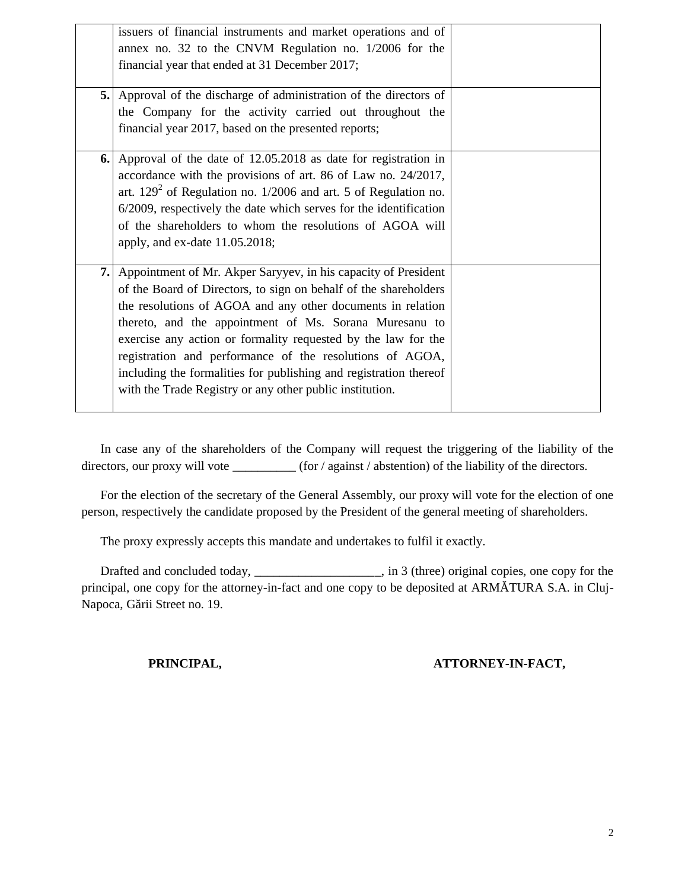| | | |
|---|---|---|
| | issuers of financial instruments and market operations and of annex no. 32 to the CNVM Regulation no. 1/2006 for the financial year that ended at 31 December 2017; | |
| **5.** | Approval of the discharge of administration of the directors of the Company for the activity carried out throughout the financial year 2017, based on the presented reports; | |
| **6.** | Approval of the date of 12.05.2018 as date for registration in accordance with the provisions of art. 86 of Law no. 24/2017, art. $129^2$ of Regulation no. 1/2006 and art. 5 of Regulation no. 6/2009, respectively the date which serves for the identification of the shareholders to whom the resolutions of AGOA will apply, and ex-date 11.05.2018; | |
| **7.** | Appointment of Mr. Akper Saryyev, in his capacity of President of the Board of Directors, to sign on behalf of the shareholders the resolutions of AGOA and any other documents in relation thereto, and the appointment of Ms. Sorana Muresanu to exercise any action or formality requested by the law for the registration and performance of the resolutions of AGOA, including the formalities for publishing and registration thereof with the Trade Registry or any other public institution. | |

In case any of the shareholders of the Company will request the triggering of the liability of the directors, our proxy will vote __________ (for / against / abstention) of the liability of the directors.

For the election of the secretary of the General Assembly, our proxy will vote for the election of one person, respectively the candidate proposed by the President of the general meeting of shareholders.

The proxy expressly accepts this mandate and undertakes to fulfil it exactly.

Drafted and concluded today, ____________________, in 3 (three) original copies, one copy for the principal, one copy for the attorney-in-fact and one copy to be deposited at ARMĂTURA S.A. in Cluj-Napoca, Gării Street no. 19.

**PRINCIPAL,** **ATTORNEY-IN-FACT,**